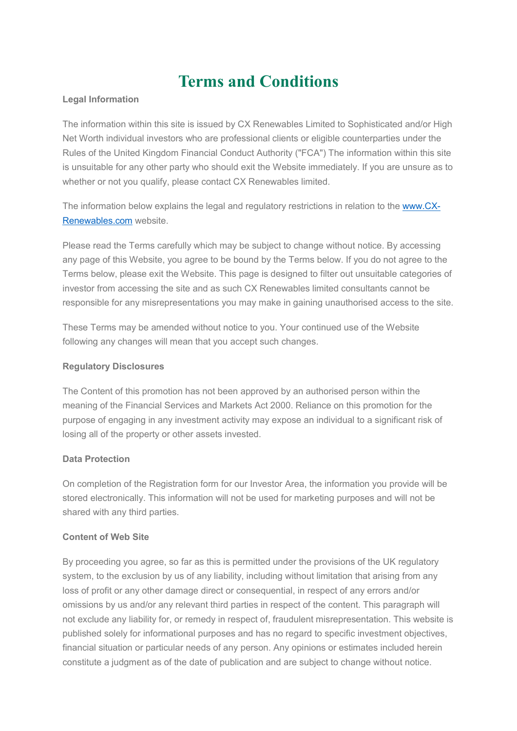# Terms and Conditions

**Legal Information**

The information within this site is issued by CX Renewables Limited to Sophisticated and/or High Net Worth individual investors who are professional clients or eligible counterparties under the Rules of the United Kingdom Financial Conduct Authority ("FCA") The information within this site is unsuitable for any other party who should exit the Website immediately. If you are unsure as to whether or not you qualify, please contact CX Renewables limited.

The information below explains the legal and regulatory restrictions in relation to the [www.CX-Renewables.com](www.CX-Renewables.com) website.

Please read the Terms carefully which may be subject to change without notice. By accessing any page of this Website, you agree to be bound by the Terms below. If you do not agree to the Terms below, please exit the Website. This page is designed to filter out unsuitable categories of investor from accessing the site and as such CX Renewables limited consultants cannot be responsible for any misrepresentations you may make in gaining unauthorised access to the site.

These Terms may be amended without notice to you. Your continued use of the Website following any changes will mean that you accept such changes.

**Regulatory Disclosures**

The Content of this promotion has not been approved by an authorised person within the meaning of the Financial Services and Markets Act 2000. Reliance on this promotion for the purpose of engaging in any investment activity may expose an individual to a significant risk of losing all of the property or other assets invested.

**Data Protection**

On completion of the Registration form for our Investor Area, the information you provide will be stored electronically. This information will not be used for marketing purposes and will not be shared with any third parties.

**Content of Web Site**

By proceeding you agree, so far as this is permitted under the provisions of the UK regulatory system, to the exclusion by us of any liability, including without limitation that arising from any loss of profit or any other damage direct or consequential, in respect of any errors and/or omissions by us and/or any relevant third parties in respect of the content. This paragraph will not exclude any liability for, or remedy in respect of, fraudulent misrepresentation. This website is published solely for informational purposes and has no regard to specific investment objectives, financial situation or particular needs of any person. Any opinions or estimates included herein constitute a judgment as of the date of publication and are subject to change without notice.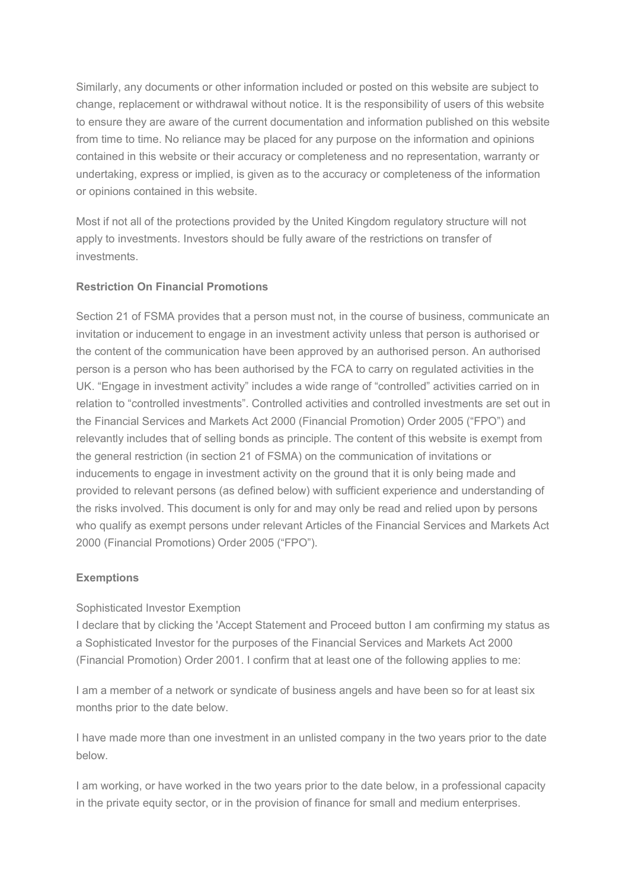Similarly, any documents or other information included or posted on this website are subject to change, replacement or withdrawal without notice. It is the responsibility of users of this website to ensure they are aware of the current documentation and information published on this website from time to time. No reliance may be placed for any purpose on the information and opinions contained in this website or their accuracy or completeness and no representation, warranty or undertaking, express or implied, is given as to the accuracy or completeness of the information or opinions contained in this website.

Most if not all of the protections provided by the United Kingdom regulatory structure will not apply to investments. Investors should be fully aware of the restrictions on transfer of investments.

**Restriction On Financial Promotions**

Section 21 of FSMA provides that a person must not, in the course of business, communicate an invitation or inducement to engage in an investment activity unless that person is authorised or the content of the communication have been approved by an authorised person. An authorised person is a person who has been authorised by the FCA to carry on regulated activities in the UK. "Engage in investment activity" includes a wide range of "controlled" activities carried on in relation to "controlled investments". Controlled activities and controlled investments are set out in the Financial Services and Markets Act 2000 (Financial Promotion) Order 2005 ("FPO") and relevantly includes that of selling bonds as principle. The content of this website is exempt from the general restriction (in section 21 of FSMA) on the communication of invitations or inducements to engage in investment activity on the ground that it is only being made and provided to relevant persons (as defined below) with sufficient experience and understanding of the risks involved. This document is only for and may only be read and relied upon by persons who qualify as exempt persons under relevant Articles of the Financial Services and Markets Act 2000 (Financial Promotions) Order 2005 ("FPO").

**Exemptions**

Sophisticated Investor Exemption

I declare that by clicking the 'Accept Statement and Proceed button I am confirming my status as a Sophisticated Investor for the purposes of the Financial Services and Markets Act 2000 (Financial Promotion) Order 2001. I confirm that at least one of the following applies to me:

I am a member of a network or syndicate of business angels and have been so for at least six months prior to the date below.

I have made more than one investment in an unlisted company in the two years prior to the date below.

I am working, or have worked in the two years prior to the date below, in a professional capacity in the private equity sector, or in the provision of finance for small and medium enterprises.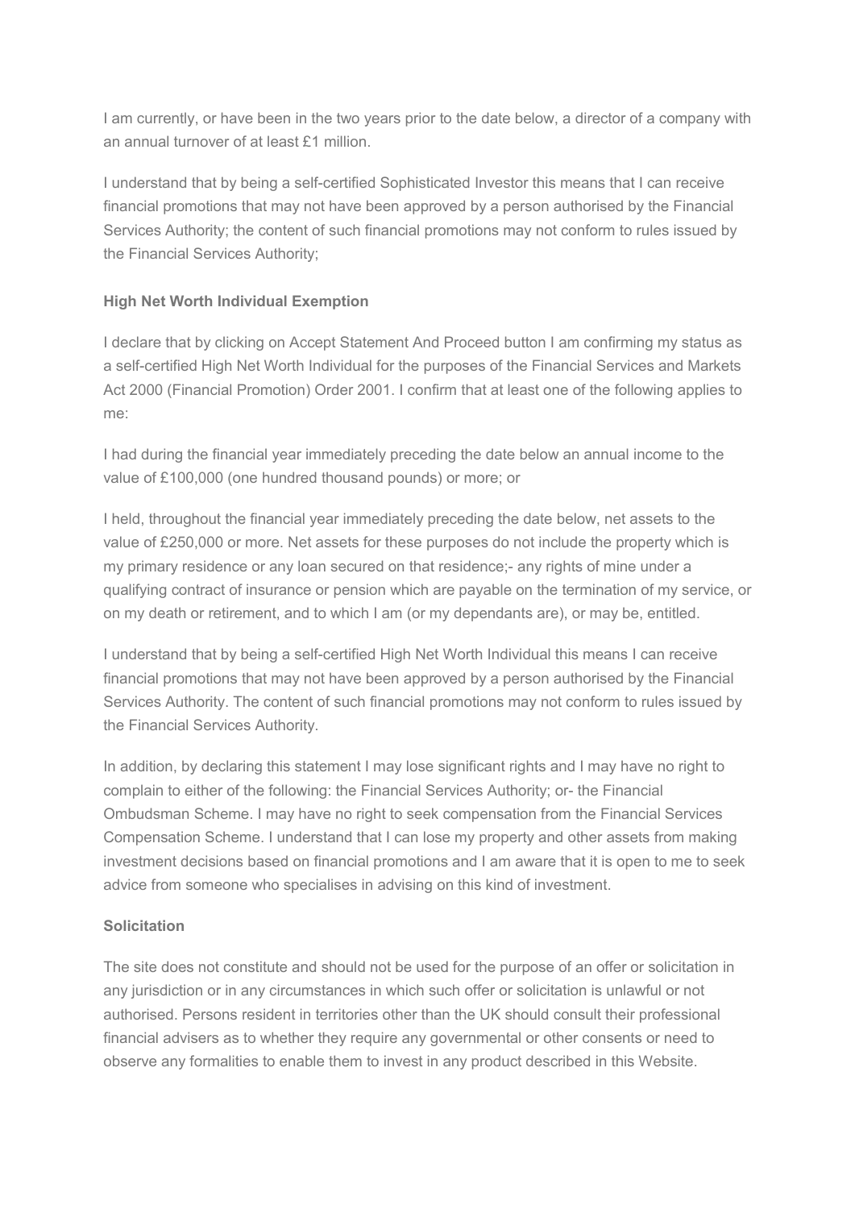I am currently, or have been in the two years prior to the date below, a director of a company with an annual turnover of at least £1 million.

I understand that by being a self-certified Sophisticated Investor this means that I can receive financial promotions that may not have been approved by a person authorised by the Financial Services Authority; the content of such financial promotions may not conform to rules issued by the Financial Services Authority;

**High Net Worth Individual Exemption**

I declare that by clicking on Accept Statement And Proceed button I am confirming my status as a self-certified High Net Worth Individual for the purposes of the Financial Services and Markets Act 2000 (Financial Promotion) Order 2001. I confirm that at least one of the following applies to me:

I had during the financial year immediately preceding the date below an annual income to the value of £100,000 (one hundred thousand pounds) or more; or

I held, throughout the financial year immediately preceding the date below, net assets to the value of £250,000 or more. Net assets for these purposes do not include the property which is my primary residence or any loan secured on that residence;- any rights of mine under a qualifying contract of insurance or pension which are payable on the termination of my service, or on my death or retirement, and to which I am (or my dependants are), or may be, entitled.

I understand that by being a self-certified High Net Worth Individual this means I can receive financial promotions that may not have been approved by a person authorised by the Financial Services Authority. The content of such financial promotions may not conform to rules issued by the Financial Services Authority.

In addition, by declaring this statement I may lose significant rights and I may have no right to complain to either of the following: the Financial Services Authority; or- the Financial Ombudsman Scheme. I may have no right to seek compensation from the Financial Services Compensation Scheme. I understand that I can lose my property and other assets from making investment decisions based on financial promotions and I am aware that it is open to me to seek advice from someone who specialises in advising on this kind of investment.

**Solicitation**

The site does not constitute and should not be used for the purpose of an offer or solicitation in any jurisdiction or in any circumstances in which such offer or solicitation is unlawful or not authorised. Persons resident in territories other than the UK should consult their professional financial advisers as to whether they require any governmental or other consents or need to observe any formalities to enable them to invest in any product described in this Website.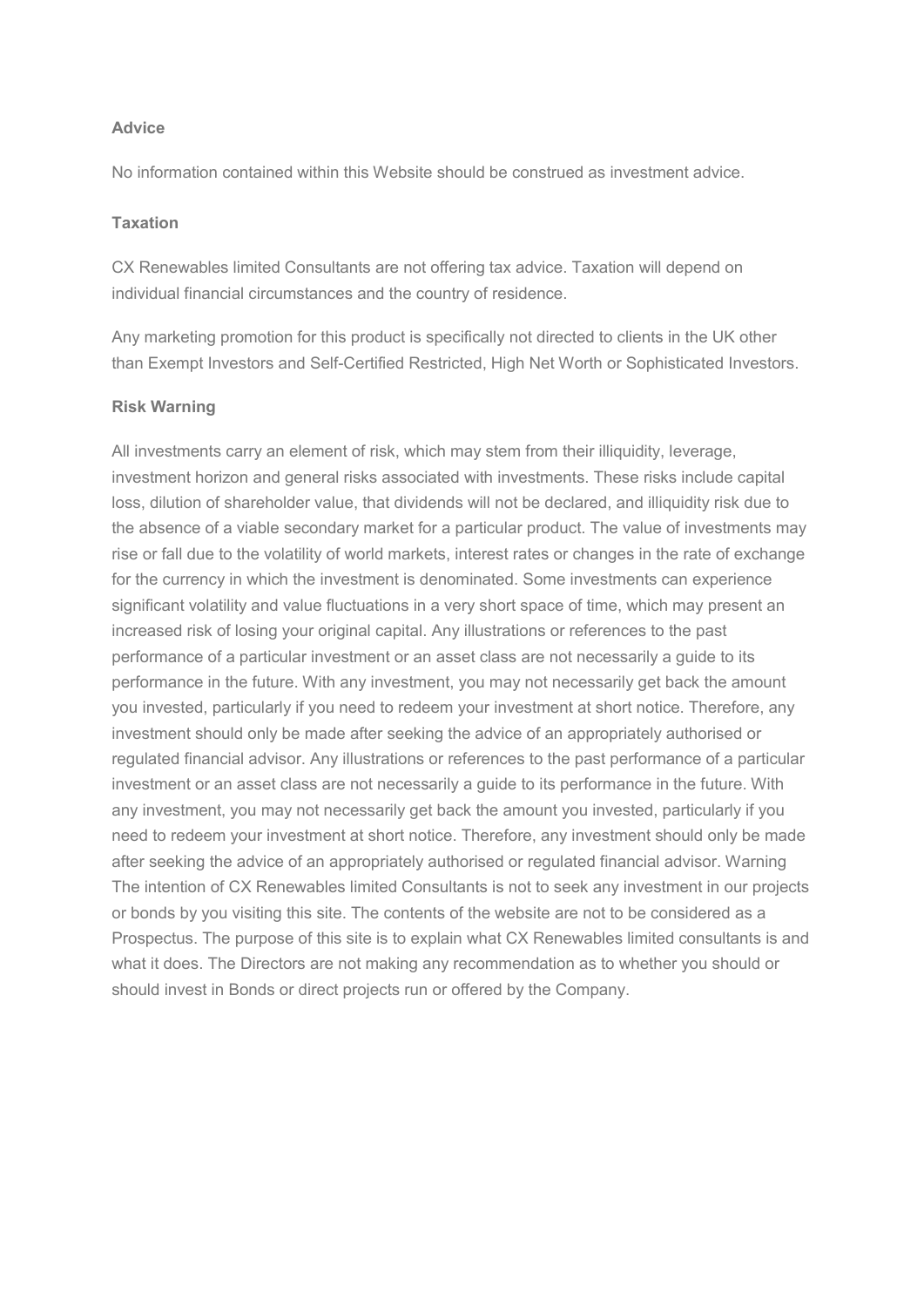**Advice**

No information contained within this Website should be construed as investment advice.

**Taxation**

CX Renewables limited Consultants are not offering tax advice. Taxation will depend on individual financial circumstances and the country of residence.

Any marketing promotion for this product is specifically not directed to clients in the UK other than Exempt Investors and Self-Certified Restricted, High Net Worth or Sophisticated Investors.

**Risk Warning**

All investments carry an element of risk, which may stem from their illiquidity, leverage, investment horizon and general risks associated with investments. These risks include capital loss, dilution of shareholder value, that dividends will not be declared, and illiquidity risk due to the absence of a viable secondary market for a particular product. The value of investments may rise or fall due to the volatility of world markets, interest rates or changes in the rate of exchange for the currency in which the investment is denominated. Some investments can experience significant volatility and value fluctuations in a very short space of time, which may present an increased risk of losing your original capital. Any illustrations or references to the past performance of a particular investment or an asset class are not necessarily a guide to its performance in the future. With any investment, you may not necessarily get back the amount you invested, particularly if you need to redeem your investment at short notice. Therefore, any investment should only be made after seeking the advice of an appropriately authorised or regulated financial advisor. Any illustrations or references to the past performance of a particular investment or an asset class are not necessarily a guide to its performance in the future. With any investment, you may not necessarily get back the amount you invested, particularly if you need to redeem your investment at short notice. Therefore, any investment should only be made after seeking the advice of an appropriately authorised or regulated financial advisor. Warning The intention of CX Renewables limited Consultants is not to seek any investment in our projects or bonds by you visiting this site. The contents of the website are not to be considered as a Prospectus. The purpose of this site is to explain what CX Renewables limited consultants is and what it does. The Directors are not making any recommendation as to whether you should or should invest in Bonds or direct projects run or offered by the Company.